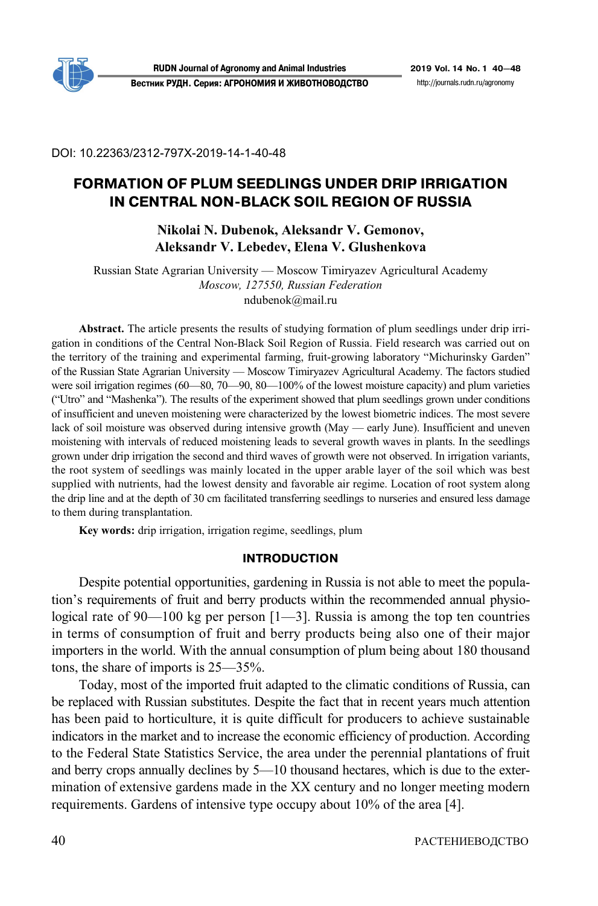DOI: 10.22363/2312-797X-2019-14-1-40-48

# FORMATION OF PLUM SEEDLINGS UNDER DRIP IRRIGATION IN CENTRAL NON-BLACK SOIL REGION OF RUSSIA

**Nikolai N. Dubenok, Aleksandr V. Gemonov, Aleksandr V. Lebedev, Elena V. Glushenkova**

Russian State Agrarian University — Moscow Timiryazev Agricultural Academy
*Moscow, 127550, Russian Federation*
ndubenok@mail.ru

**Abstract.** The article presents the results of studying formation of plum seedlings under drip irrigation in conditions of the Central Non-Black Soil Region of Russia. Field research was carried out on the territory of the training and experimental farming, fruit-growing laboratory "Michurinsky Garden" of the Russian State Agrarian University — Moscow Timiryazev Agricultural Academy. The factors studied were soil irrigation regimes (60—80, 70—90, 80—100% of the lowest moisture capacity) and plum varieties ("Utro" and "Mashenka"). The results of the experiment showed that plum seedlings grown under conditions of insufficient and uneven moistening were characterized by the lowest biometric indices. The most severe lack of soil moisture was observed during intensive growth (May — early June). Insufficient and uneven moistening with intervals of reduced moistening leads to several growth waves in plants. In the seedlings grown under drip irrigation the second and third waves of growth were not observed. In irrigation variants, the root system of seedlings was mainly located in the upper arable layer of the soil which was best supplied with nutrients, had the lowest density and favorable air regime. Location of root system along the drip line and at the depth of 30 cm facilitated transferring seedlings to nurseries and ensured less damage to them during transplantation.

**Key words:** drip irrigation, irrigation regime, seedlings, plum

## INTRODUCTION

Despite potential opportunities, gardening in Russia is not able to meet the population's requirements of fruit and berry products within the recommended annual physiological rate of 90—100 kg per person [1—3]. Russia is among the top ten countries in terms of consumption of fruit and berry products being also one of their major importers in the world. With the annual consumption of plum being about 180 thousand tons, the share of imports is 25—35%.

Today, most of the imported fruit adapted to the climatic conditions of Russia, can be replaced with Russian substitutes. Despite the fact that in recent years much attention has been paid to horticulture, it is quite difficult for producers to achieve sustainable indicators in the market and to increase the economic efficiency of production. According to the Federal State Statistics Service, the area under the perennial plantations of fruit and berry crops annually declines by 5—10 thousand hectares, which is due to the extermination of extensive gardens made in the XX century and no longer meeting modern requirements. Gardens of intensive type occupy about 10% of the area [4].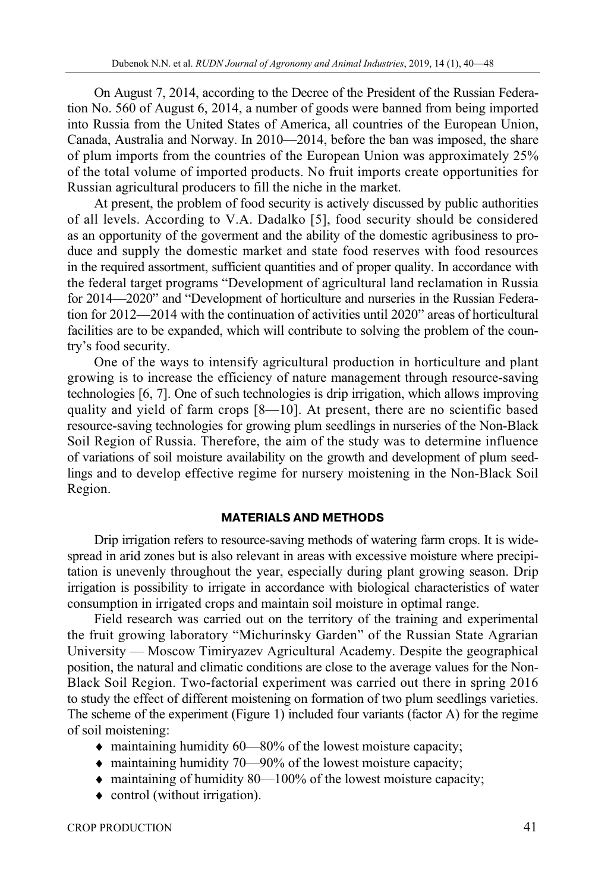On August 7, 2014, according to the Decree of the President of the Russian Federation No. 560 of August 6, 2014, a number of goods were banned from being imported into Russia from the United States of America, all countries of the European Union, Canada, Australia and Norway. In 2010—2014, before the ban was imposed, the share of plum imports from the countries of the European Union was approximately 25% of the total volume of imported products. No fruit imports create opportunities for Russian agricultural producers to fill the niche in the market.

At present, the problem of food security is actively discussed by public authorities of all levels. According to V.A. Dadalko [5], food security should be considered as an opportunity of the goverment and the ability of the domestic agribusiness to produce and supply the domestic market and state food reserves with food resources in the required assortment, sufficient quantities and of proper quality. In accordance with the federal target programs "Development of agricultural land reclamation in Russia for 2014—2020" and "Development of horticulture and nurseries in the Russian Federation for 2012—2014 with the continuation of activities until 2020" areas of horticultural facilities are to be expanded, which will contribute to solving the problem of the country's food security.

One of the ways to intensify agricultural production in horticulture and plant growing is to increase the efficiency of nature management through resource-saving technologies [6, 7]. One of such technologies is drip irrigation, which allows improving quality and yield of farm crops [8—10]. At present, there are no scientific based resource-saving technologies for growing plum seedlings in nurseries of the Non-Black Soil Region of Russia. Therefore, the aim of the study was to determine influence of variations of soil moisture availability on the growth and development of plum seedlings and to develop effective regime for nursery moistening in the Non-Black Soil Region.

## MATERIALS AND METHODS

Drip irrigation refers to resource-saving methods of watering farm crops. It is widespread in arid zones but is also relevant in areas with excessive moisture where precipitation is unevenly throughout the year, especially during plant growing season. Drip irrigation is possibility to irrigate in accordance with biological characteristics of water consumption in irrigated crops and maintain soil moisture in optimal range.

Field research was carried out on the territory of the training and experimental the fruit growing laboratory "Michurinsky Garden" of the Russian State Agrarian University — Moscow Timiryazev Agricultural Academy. Despite the geographical position, the natural and climatic conditions are close to the average values for the Non-Black Soil Region. Two-factorial experiment was carried out there in spring 2016 to study the effect of different moistening on formation of two plum seedlings varieties. The scheme of the experiment (Figure 1) included four variants (factor A) for the regime of soil moistening:

- maintaining humidity 60—80% of the lowest moisture capacity;
- maintaining humidity 70—90% of the lowest moisture capacity;
- maintaining of humidity 80—100% of the lowest moisture capacity;
- control (without irrigation).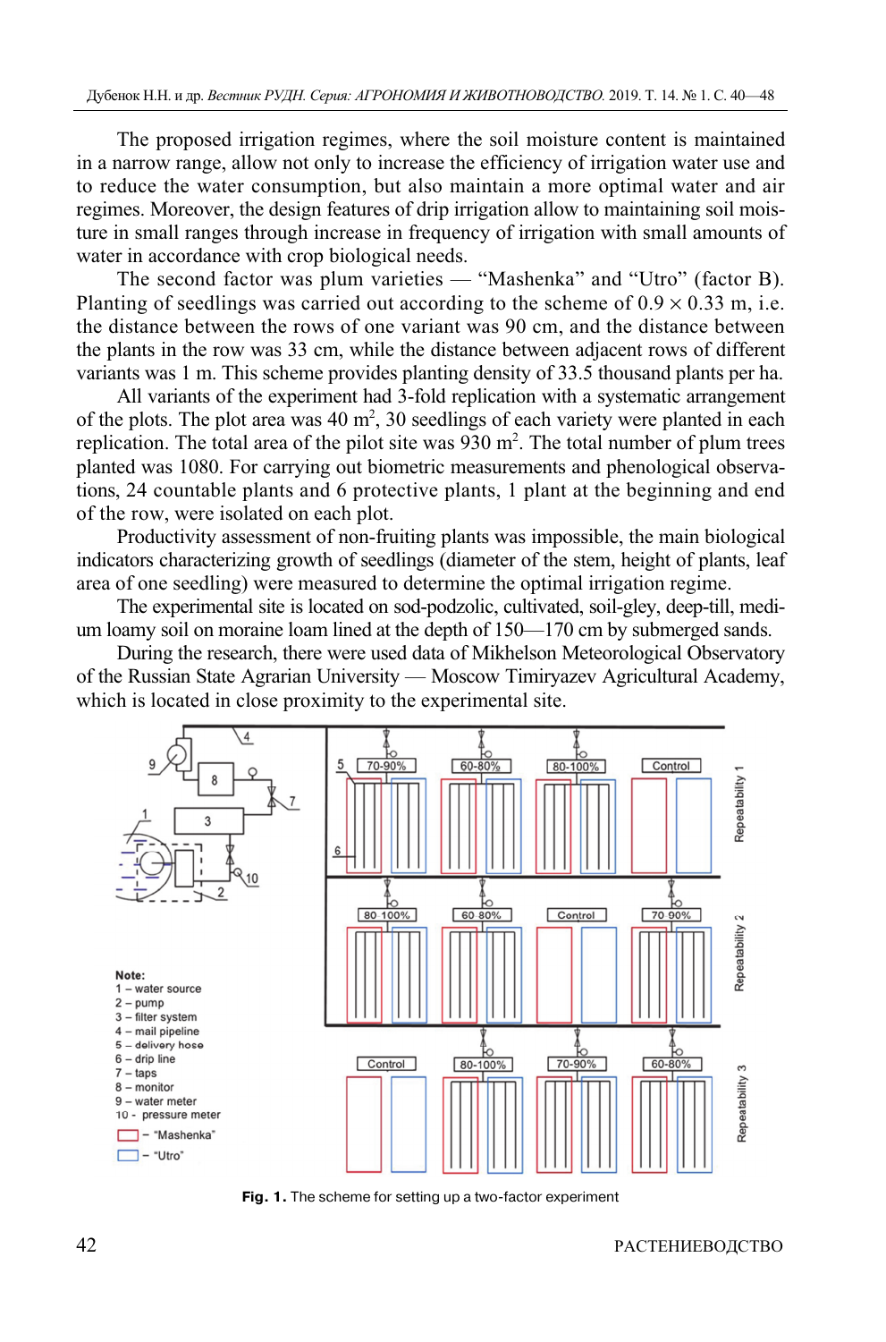The proposed irrigation regimes, where the soil moisture content is maintained in a narrow range, allow not only to increase the efficiency of irrigation water use and to reduce the water consumption, but also maintain a more optimal water and air regimes. Moreover, the design features of drip irrigation allow to maintaining soil moisture in small ranges through increase in frequency of irrigation with small amounts of water in accordance with crop biological needs.

The second factor was plum varieties — "Mashenka" and "Utro" (factor B). Planting of seedlings was carried out according to the scheme of $0.9 \times 0.33$ m, i.e. the distance between the rows of one variant was 90 cm, and the distance between the plants in the row was 33 cm, while the distance between adjacent rows of different variants was 1 m. This scheme provides planting density of 33.5 thousand plants per ha.

All variants of the experiment had 3-fold replication with a systematic arrangement of the plots. The plot area was 40 m$^2$, 30 seedlings of each variety were planted in each replication. The total area of the pilot site was 930 m$^2$. The total number of plum trees planted was 1080. For carrying out biometric measurements and phenological observations, 24 countable plants and 6 protective plants, 1 plant at the beginning and end of the row, were isolated on each plot.

Productivity assessment of non-fruiting plants was impossible, the main biological indicators characterizing growth of seedlings (diameter of the stem, height of plants, leaf area of one seedling) were measured to determine the optimal irrigation regime.

The experimental site is located on sod-podzolic, cultivated, soil-gley, deep-till, medium loamy soil on moraine loam lined at the depth of 150—170 cm by submerged sands.

During the research, there were used data of Mikhelson Meteorological Observatory of the Russian State Agrarian University — Moscow Timiryazev Agricultural Academy, which is located in close proximity to the experimental site.

Note:
1 – water source
2 – pump
3 – filter system
4 – mail pipeline
5 – delivery hose
6 – drip line
7 – taps
8 – monitor
9 – water meter
10 - pressure meter
– "Mashenka"
– "Utro"

**Fig. 1.** The scheme for setting up a two-factor experiment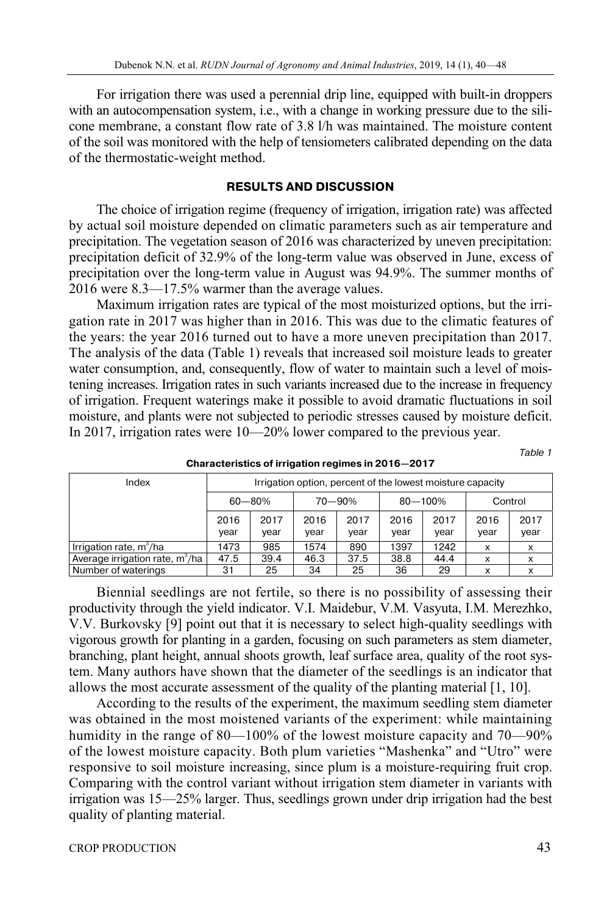For irrigation there was used a perennial drip line, equipped with built-in droppers with an autocompensation system, i.e., with a change in working pressure due to the silicone membrane, a constant flow rate of 3.8 l/h was maintained. The moisture content of the soil was monitored with the help of tensiometers calibrated depending on the data of the thermostatic-weight method.

## RESULTS AND DISCUSSION

The choice of irrigation regime (frequency of irrigation, irrigation rate) was affected by actual soil moisture depended on climatic parameters such as air temperature and precipitation. The vegetation season of 2016 was characterized by uneven precipitation: precipitation deficit of 32.9% of the long-term value was observed in June, excess of precipitation over the long-term value in August was 94.9%. The summer months of 2016 were 8.3—17.5% warmer than the average values.

Maximum irrigation rates are typical of the most moisturized options, but the irrigation rate in 2017 was higher than in 2016. This was due to the climatic features of the years: the year 2016 turned out to have a more uneven precipitation than 2017. The analysis of the data (Table 1) reveals that increased soil moisture leads to greater water consumption, and, consequently, flow of water to maintain such a level of moistening increases. Irrigation rates in such variants increased due to the increase in frequency of irrigation. Frequent waterings make it possible to avoid dramatic fluctuations in soil moisture, and plants were not subjected to periodic stresses caused by moisture deficit. In 2017, irrigation rates were 10—20% lower compared to the previous year.

*Table 1*

**Characteristics of irrigation regimes in 2016—2017**

| Index | Irrigation option, percent of the lowest moisture capacity | | | | | | | |
|---|---|---|---|---|---|---|---|---|
| | 60—80% | | 70—90% | | 80—100% | | Control | |
| | 2016 year | 2017 year | 2016 year | 2017 year | 2016 year | 2017 year | 2016 year | 2017 year |
| Irrigation rate, $m^3$/ha | 1473 | 985 | 1574 | 890 | 1397 | 1242 | x | x |
| Average irrigation rate, $m^3$/ha | 47.5 | 39.4 | 46.3 | 37.5 | 38.8 | 44.4 | x | x |
| Number of waterings | 31 | 25 | 34 | 25 | 36 | 29 | x | x |

Biennial seedlings are not fertile, so there is no possibility of assessing their productivity through the yield indicator. V.I. Maidebur, V.M. Vasyuta, I.M. Merezhko, V.V. Burkovsky [9] point out that it is necessary to select high-quality seedlings with vigorous growth for planting in a garden, focusing on such parameters as stem diameter, branching, plant height, annual shoots growth, leaf surface area, quality of the root system. Many authors have shown that the diameter of the seedlings is an indicator that allows the most accurate assessment of the quality of the planting material [1, 10].

According to the results of the experiment, the maximum seedling stem diameter was obtained in the most moistened variants of the experiment: while maintaining humidity in the range of 80—100% of the lowest moisture capacity and 70—90% of the lowest moisture capacity. Both plum varieties "Mashenka" and "Utro" were responsive to soil moisture increasing, since plum is a moisture-requiring fruit crop. Comparing with the control variant without irrigation stem diameter in variants with irrigation was 15—25% larger. Thus, seedlings grown under drip irrigation had the best quality of planting material.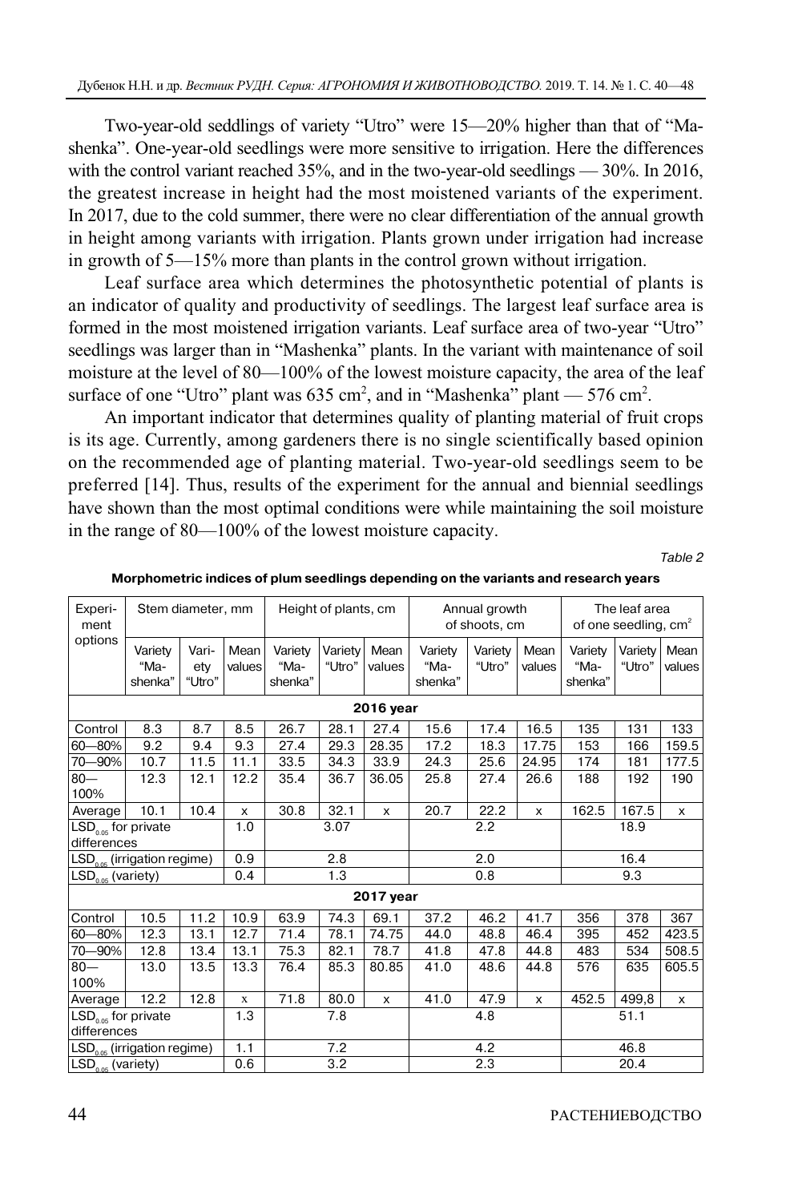Two-year-old seddlings of variety "Utro" were 15—20% higher than that of "Mashenka". One-year-old seedlings were more sensitive to irrigation. Here the differences with the control variant reached 35%, and in the two-year-old seedlings — 30%. In 2016, the greatest increase in height had the most moistened variants of the experiment. In 2017, due to the cold summer, there were no clear differentiation of the annual growth in height among variants with irrigation. Plants grown under irrigation had increase in growth of 5—15% more than plants in the control grown without irrigation.

Leaf surface area which determines the photosynthetic potential of plants is an indicator of quality and productivity of seedlings. The largest leaf surface area is formed in the most moistened irrigation variants. Leaf surface area of two-year "Utro" seedlings was larger than in "Mashenka" plants. In the variant with maintenance of soil moisture at the level of 80—100% of the lowest moisture capacity, the area of the leaf surface of one "Utro" plant was 635 cm$^2$, and in "Mashenka" plant — 576 cm$^2$.

An important indicator that determines quality of planting material of fruit crops is its age. Currently, among gardeners there is no single scientifically based opinion on the recommended age of planting material. Two-year-old seedlings seem to be preferred [14]. Thus, results of the experiment for the annual and biennial seedlings have shown than the most optimal conditions were while maintaining the soil moisture in the range of 80—100% of the lowest moisture capacity.

*Table 2*

**Morphometric indices of plum seedlings depending on the variants and research years**

| Experiment options | Stem diameter, mm | | | Height of plants, cm | | | Annual growth of shoots, cm | | | The leaf area of one seedling, cm$^2$ | | |
|---|---|---|---|---|---|---|---|---|---|---|---|---|
| | Variety "Mashenka" | Variety "Utro" | Mean values | Variety "Mashenka" | Variety "Utro" | Mean values | Variety "Mashenka" | Variety "Utro" | Mean values | Variety "Mashenka" | Variety "Utro" | Mean values |
| **2016 year** | | | | | | | | | | | | |
| Control | 8.3 | 8.7 | 8.5 | 26.7 | 28.1 | 27.4 | 15.6 | 17.4 | 16.5 | 135 | 131 | 133 |
| 60—80% | 9.2 | 9.4 | 9.3 | 27.4 | 29.3 | 28.35 | 17.2 | 18.3 | 17.75 | 153 | 166 | 159.5 |
| 70—90% | 10.7 | 11.5 | 11.1 | 33.5 | 34.3 | 33.9 | 24.3 | 25.6 | 24.95 | 174 | 181 | 177.5 |
| 80—100% | 12.3 | 12.1 | 12.2 | 35.4 | 36.7 | 36.05 | 25.8 | 27.4 | 26.6 | 188 | 192 | 190 |
| Average | 10.1 | 10.4 | x | 30.8 | 32.1 | x | 20.7 | 22.2 | x | 162.5 | 167.5 | x |
| $LSD_{0.05}$ for private differences | | | 1.0 | 3.07 | | | 2.2 | | | 18.9 | | |
| $LSD_{0.05}$ (irrigation regime) | | | 0.9 | 2.8 | | | 2.0 | | | 16.4 | | |
| $LSD_{0.05}$ (variety) | | | 0.4 | 1.3 | | | 0.8 | | | 9.3 | | |
| **2017 year** | | | | | | | | | | | | |
| Control | 10.5 | 11.2 | 10.9 | 63.9 | 74.3 | 69.1 | 37.2 | 46.2 | 41.7 | 356 | 378 | 367 |
| 60—80% | 12.3 | 13.1 | 12.7 | 71.4 | 78.1 | 74.75 | 44.0 | 48.8 | 46.4 | 395 | 452 | 423.5 |
| 70—90% | 12.8 | 13.4 | 13.1 | 75.3 | 82.1 | 78.7 | 41.8 | 47.8 | 44.8 | 483 | 534 | 508.5 |
| 80—100% | 13.0 | 13.5 | 13.3 | 76.4 | 85.3 | 80.85 | 41.0 | 48.6 | 44.8 | 576 | 635 | 605.5 |
| Average | 12.2 | 12.8 | x | 71.8 | 80.0 | x | 41.0 | 47.9 | x | 452.5 | 499,8 | x |
| $LSD_{0.05}$ for private differences | | | 1.3 | 7.8 | | | 4.8 | | | 51.1 | | |
| $LSD_{0.05}$ (irrigation regime) | | | 1.1 | 7.2 | | | 4.2 | | | 46.8 | | |
| $LSD_{0.05}$ (variety) | | | 0.6 | 3.2 | | | 2.3 | | | 20.4 | | |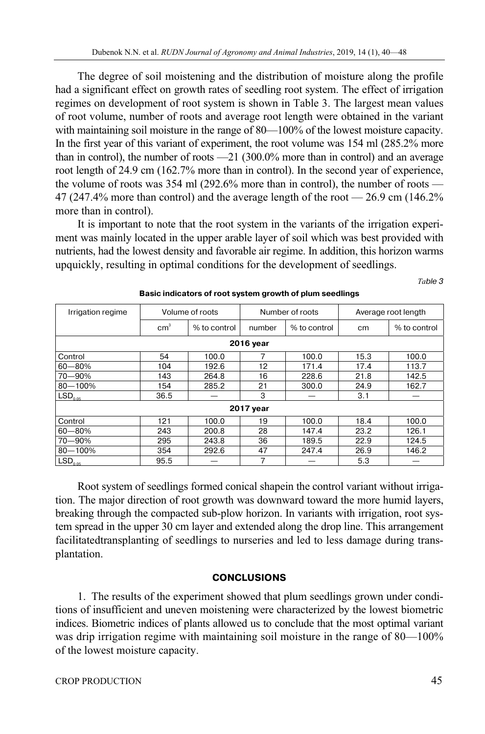The degree of soil moistening and the distribution of moisture along the profile had a significant effect on growth rates of seedling root system. The effect of irrigation regimes on development of root system is shown in Table 3. The largest mean values of root volume, number of roots and average root length were obtained in the variant with maintaining soil moisture in the range of 80—100% of the lowest moisture capacity. In the first year of this variant of experiment, the root volume was 154 ml (285.2% more than in control), the number of roots —21 (300.0% more than in control) and an average root length of 24.9 cm (162.7% more than in control). In the second year of experience, the volume of roots was 354 ml (292.6% more than in control), the number of roots — 47 (247.4% more than control) and the average length of the root — 26.9 cm (146.2% more than in control).

It is important to note that the root system in the variants of the irrigation experiment was mainly located in the upper arable layer of soil which was best provided with nutrients, had the lowest density and favorable air regime. In addition, this horizon warms upquickly, resulting in optimal conditions for the development of seedlings.

*Table 3*

**Basic indicators of root system growth of plum seedlings**

| Irrigation regime | Volume of roots | | Number of roots | | Average root length | |
|---|---|---|---|---|---|---|
| | $cm^3$ | % to control | number | % to control | cm | % to control |
| **2016 year** | | | | | | |
| Control | 54 | 100.0 | 7 | 100.0 | 15.3 | 100.0 |
| 60—80% | 104 | 192.6 | 12 | 171.4 | 17.4 | 113.7 |
| 70—90% | 143 | 264.8 | 16 | 228.6 | 21.8 | 142.5 |
| 80—100% | 154 | 285.2 | 21 | 300.0 | 24.9 | 162.7 |
| $LSD_{0.05}$ | 36.5 | — | 3 | — | 3.1 | — |
| **2017 year** | | | | | | |
| Control | 121 | 100.0 | 19 | 100.0 | 18.4 | 100.0 |
| 60—80% | 243 | 200.8 | 28 | 147.4 | 23.2 | 126.1 |
| 70—90% | 295 | 243.8 | 36 | 189.5 | 22.9 | 124.5 |
| 80—100% | 354 | 292.6 | 47 | 247.4 | 26.9 | 146.2 |
| $LSD_{0.05}$ | 95.5 | — | 7 | — | 5.3 | — |

Root system of seedlings formed conical shapein the control variant without irrigation. The major direction of root growth was downward toward the more humid layers, breaking through the compacted sub-plow horizon. In variants with irrigation, root system spread in the upper 30 cm layer and extended along the drop line. This arrangement facilitatedtransplanting of seedlings to nurseries and led to less damage during transplantation.

## CONCLUSIONS

1. The results of the experiment showed that plum seedlings grown under conditions of insufficient and uneven moistening were characterized by the lowest biometric indices. Biometric indices of plants allowed us to conclude that the most optimal variant was drip irrigation regime with maintaining soil moisture in the range of 80—100% of the lowest moisture capacity.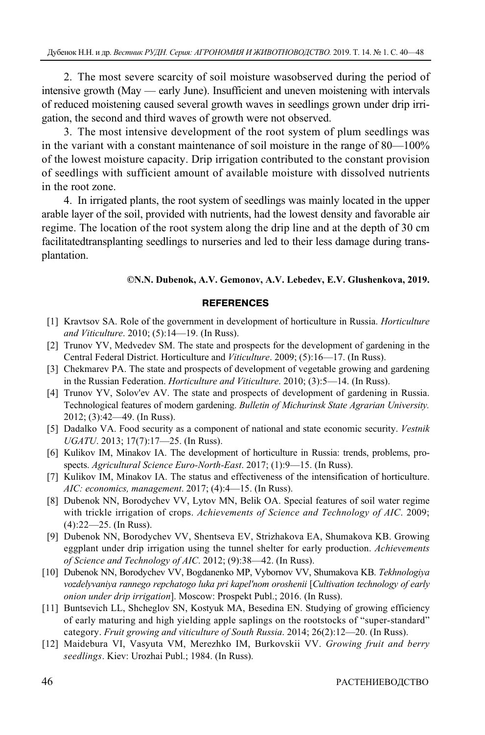2. The most severe scarcity of soil moisture wasobserved during the period of intensive growth (May — early June). Insufficient and uneven moistening with intervals of reduced moistening caused several growth waves in seedlings grown under drip irrigation, the second and third waves of growth were not observed.

3. The most intensive development of the root system of plum seedlings was in the variant with a constant maintenance of soil moisture in the range of 80—100% of the lowest moisture capacity. Drip irrigation contributed to the constant provision of seedlings with sufficient amount of available moisture with dissolved nutrients in the root zone.

4. In irrigated plants, the root system of seedlings was mainly located in the upper arable layer of the soil, provided with nutrients, had the lowest density and favorable air regime. The location of the root system along the drip line and at the depth of 30 cm facilitatedtransplanting seedlings to nurseries and led to their less damage during transplantation.

**©N.N. Dubenok, A.V. Gemonov, A.V. Lebedev, E.V. Glushenkova, 2019.**

## REFERENCES

[1] Kravtsov SA. Role of the government in development of horticulture in Russia. *Horticulture and Viticulture*. 2010; (5):14—19. (In Russ).

[2] Trunov YV, Medvedev SM. The state and prospects for the development of gardening in the Central Federal District. Horticulture and *Viticulture*. 2009; (5):16—17. (In Russ).

[3] Chekmarev PA. The state and prospects of development of vegetable growing and gardening in the Russian Federation. *Horticulture and Viticulture*. 2010; (3):5—14. (In Russ).

[4] Trunov YV, Solov'ev AV. The state and prospects of development of gardening in Russia. Technological features of modern gardening. *Bulletin of Michurinsk State Agrarian University.* 2012; (3):42—49. (In Russ).

[5] Dadalko VA. Food security as a component of national and state economic security. *Vestnik UGATU*. 2013; 17(7):17—25. (In Russ).

[6] Kulikov IM, Minakov IA. The development of horticulture in Russia: trends, problems, prospects. *Agricultural Science Euro-North-East*. 2017; (1):9—15. (In Russ).

[7] Kulikov IM, Minakov IA. The status and effectiveness of the intensification of horticulture. *AIC: economics, management*. 2017; (4):4—15. (In Russ).

[8] Dubenok NN, Borodychev VV, Lytov MN, Belik OA. Special features of soil water regime with trickle irrigation of crops. *Achievements of Science and Technology of AIC*. 2009; (4):22—25. (In Russ).

[9] Dubenok NN, Borodychev VV, Shentseva EV, Strizhakova EA, Shumakova KB. Growing eggplant under drip irrigation using the tunnel shelter for early production. *Achievements of Science and Technology of AIC*. 2012; (9):38—42. (In Russ).

[10] Dubenok NN, Borodychev VV, Bogdanenko MP, Vybornov VV, Shumakova KB. *Tekhnologiya vozdelyvaniya rannego repchatogo luka pri kapel'nom oroshenii* [*Cultivation technology of early onion under drip irrigation*]. Moscow: Prospekt Publ.; 2016. (In Russ).

[11] Buntsevich LL, Shcheglov SN, Kostyuk MA, Besedina EN. Studying of growing efficiency of early maturing and high yielding apple saplings on the rootstocks of "super-standard" category. *Fruit growing and viticulture of South Russia*. 2014; 26(2):12—20. (In Russ).

[12] Maidebura VI, Vasyuta VM, Merezhko IM, Burkovskii VV. *Growing fruit and berry seedlings*. Kiev: Urozhai Publ.; 1984. (In Russ).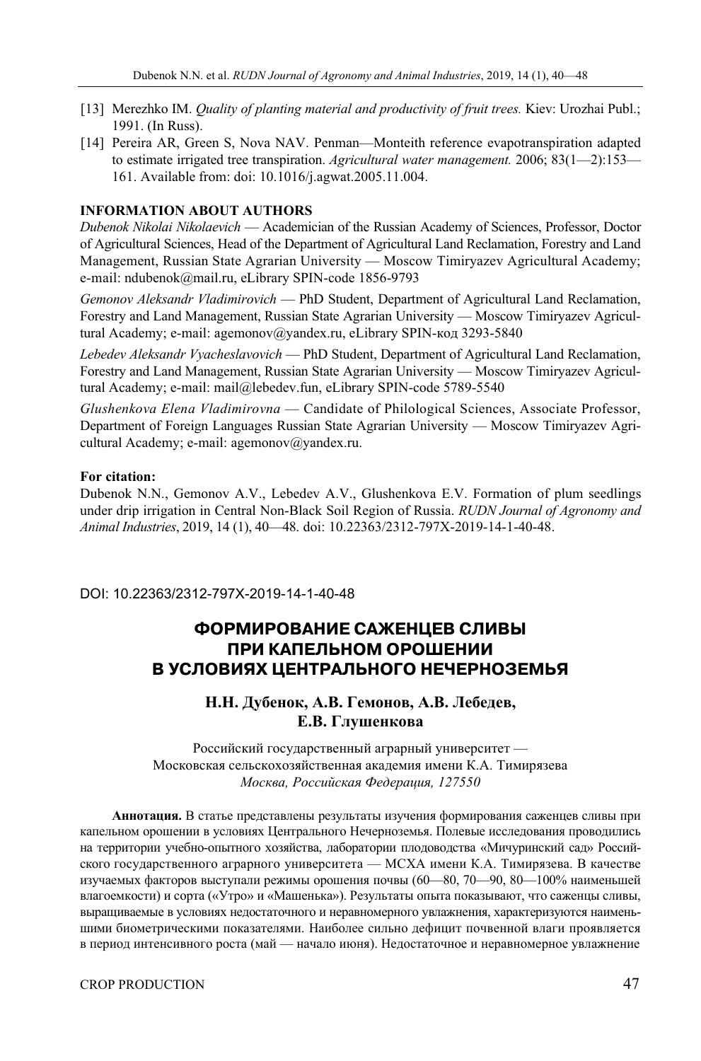[13] Merezhko IM. *Quality of planting material and productivity of fruit trees.* Kiev: Urozhai Publ.; 1991. (In Russ).

[14] Pereira AR, Green S, Nova NAV. Penman—Monteith reference evapotranspiration adapted to estimate irrigated tree transpiration. *Agricultural water management.* 2006; 83(1—2):153—161. Available from: doi: 10.1016/j.agwat.2005.11.004.

**INFORMATION ABOUT AUTHORS**

*Dubenok Nikolai Nikolaevich* — Academician of the Russian Academy of Sciences, Professor, Doctor of Agricultural Sciences, Head of the Department of Agricultural Land Reclamation, Forestry and Land Management, Russian State Agrarian University — Moscow Timiryazev Agricultural Academy; e-mail: ndubenok@mail.ru, eLibrary SPIN-code 1856-9793

*Gemonov Aleksandr Vladimirovich* — PhD Student, Department of Agricultural Land Reclamation, Forestry and Land Management, Russian State Agrarian University — Moscow Timiryazev Agricultural Academy; e-mail: agemonov@yandex.ru, eLibrary SPIN-код 3293-5840

*Lebedev Aleksandr Vyacheslavovich* — PhD Student, Department of Agricultural Land Reclamation, Forestry and Land Management, Russian State Agrarian University — Moscow Timiryazev Agricultural Academy; e-mail: mail@lebedev.fun, eLibrary SPIN-code 5789-5540

*Glushenkova Elena Vladimirovna* — Candidate of Philological Sciences, Associate Professor, Department of Foreign Languages Russian State Agrarian University — Moscow Timiryazev Agricultural Academy; e-mail: agemonov@yandex.ru.

**For citation:**

Dubenok N.N., Gemonov A.V., Lebedev A.V., Glushenkova E.V. Formation of plum seedlings under drip irrigation in Central Non-Black Soil Region of Russia. *RUDN Journal of Agronomy and Animal Industries*, 2019, 14 (1), 40—48. doi: 10.22363/2312-797X-2019-14-1-40-48.

DOI: 10.22363/2312-797X-2019-14-1-40-48

# ФОРМИРОВАНИЕ САЖЕНЦЕВ СЛИВЫ ПРИ КАПЕЛЬНОМ ОРОШЕНИИ В УСЛОВИЯХ ЦЕНТРАЛЬНОГО НЕЧЕРНОЗЕМЬЯ

**Н.Н. Дубенок, А.В. Гемонов, А.В. Лебедев, Е.В. Глушенкова**

Российский государственный аграрный университет —
Московская сельскохозяйственная академия имени К.А. Тимирязева
*Москва, Российская Федерация, 127550*

**Аннотация.** В статье представлены результаты изучения формирования саженцев сливы при капельном орошении в условиях Центрального Нечерноземья. Полевые исследования проводились на территории учебно-опытного хозяйства, лаборатории плодоводства «Мичуринский сад» Российского государственного аграрного университета — МСХА имени К.А. Тимирязева. В качестве изучаемых факторов выступали режимы орошения почвы (60—80, 70—90, 80—100% наименьшей влагоемкости) и сорта («Утро» и «Машенька»). Результаты опыта показывают, что саженцы сливы, выращиваемые в условиях недостаточного и неравномерного увлажнения, характеризуются наименьшими биометрическими показателями. Наиболее сильно дефицит почвенной влаги проявляется в период интенсивного роста (май — начало июня). Недостаточное и неравномерное увлажнение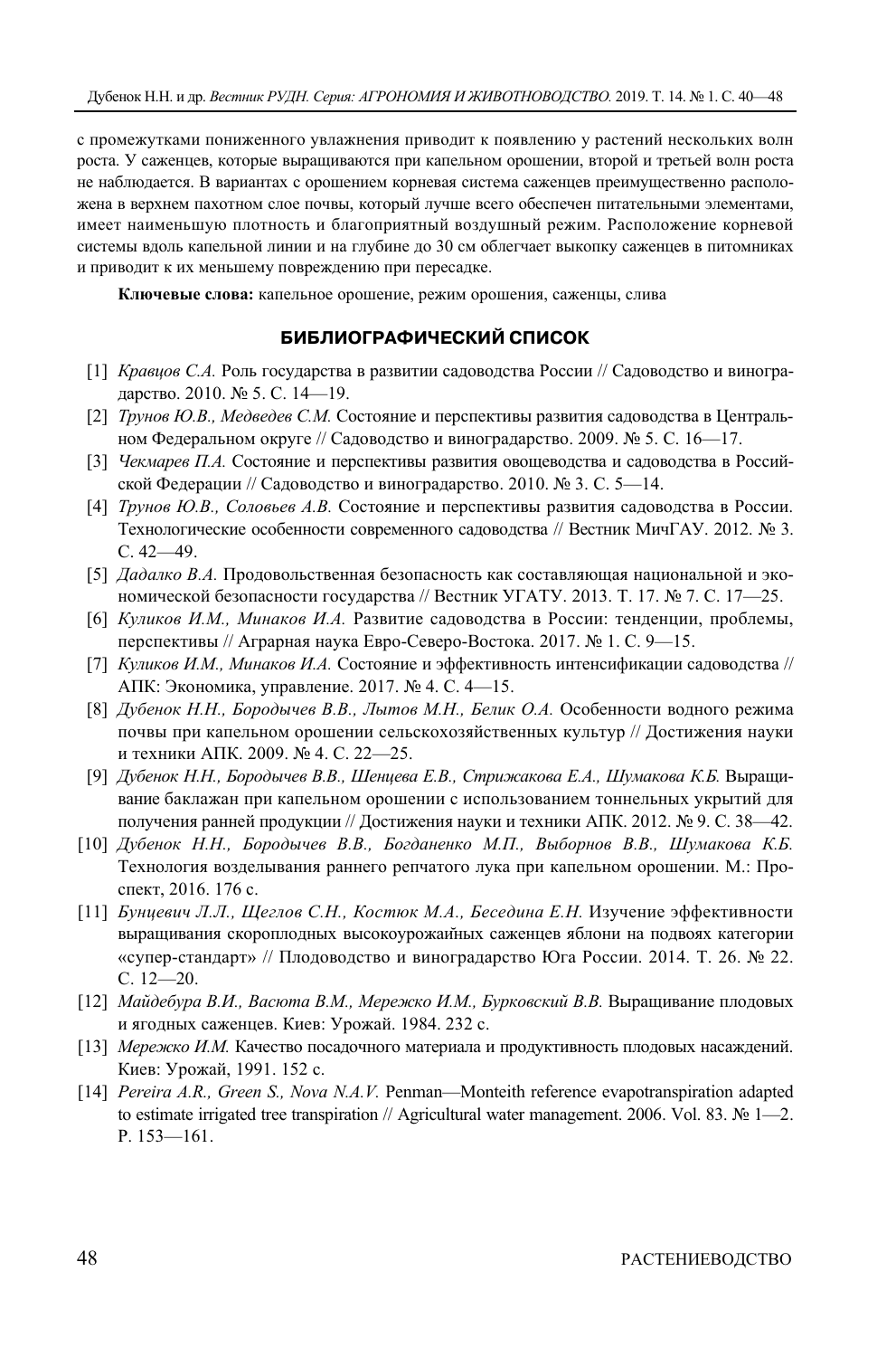с промежутками пониженного увлажнения приводит к появлению у растений нескольких волн роста. У саженцев, которые выращиваются при капельном орошении, второй и третьей волн роста не наблюдается. В вариантах с орошением корневая система саженцев преимущественно расположена в верхнем пахотном слое почвы, который лучше всего обеспечен питательными элементами, имеет наименьшую плотность и благоприятный воздушный режим. Расположение корневой системы вдоль капельной линии и на глубине до 30 см облегчает выкопку саженцев в питомниках и приводит к их меньшему повреждению при пересадке.

**Ключевые слова:** капельное орошение, режим орошения, саженцы, слива

## БИБЛИОГРАФИЧЕСКИЙ СПИСОК

[1] *Кравцов С.А.* Роль государства в развитии садоводства России // Садоводство и виноградарство. 2010. № 5. С. 14—19.

[2] *Трунов Ю.В., Медведев С.М.* Состояние и перспективы развития садоводства в Центральном Федеральном округе // Садоводство и виноградарство. 2009. № 5. С. 16—17.

[3] *Чекмарев П.А.* Состояние и перспективы развития овощеводства и садоводства в Российской Федерации // Садоводство и виноградарство. 2010. № 3. С. 5—14.

[4] *Трунов Ю.В., Соловьев А.В.* Состояние и перспективы развития садоводства в России. Технологические особенности современного садоводства // Вестник МичГАУ. 2012. № 3. С. 42—49.

[5] *Дадалко В.А.* Продовольственная безопасность как составляющая национальной и экономической безопасности государства // Вестник УГАТУ. 2013. Т. 17. № 7. С. 17—25.

[6] *Куликов И.М., Минаков И.А.* Развитие садоводства в России: тенденции, проблемы, перспективы // Аграрная наука Евро-Северо-Востока. 2017. № 1. С. 9—15.

[7] *Куликов И.М., Минаков И.А.* Состояние и эффективность интенсификации садоводства // АПК: Экономика, управление. 2017. № 4. С. 4—15.

[8] *Дубенок Н.Н., Бородычев В.В., Лытов М.Н., Белик О.А.* Особенности водного режима почвы при капельном орошении сельскохозяйственных культур // Достижения науки и техники АПК. 2009. № 4. С. 22—25.

[9] *Дубенок Н.Н., Бородычев В.В., Шенцева Е.В., Стрижакова Е.А., Шумакова К.Б.* Выращивание баклажан при капельном орошении с использованием тоннельных укрытий для получения ранней продукции // Достижения науки и техники АПК. 2012. № 9. С. 38—42.

[10] *Дубенок Н.Н., Бородычев В.В., Богданенко М.П., Выборнов В.В., Шумакова К.Б.* Технология возделывания раннего репчатого лука при капельном орошении. М.: Проспект, 2016. 176 с.

[11] *Бунцевич Л.Л., Щеглов С.Н., Костюк М.А., Беседина Е.Н.* Изучение эффективности выращивания скороплодных высокоурожайных саженцев яблони на подвоях категории «супер-стандарт» // Плодоводство и виноградарство Юга России. 2014. Т. 26. № 22. С. 12—20.

[12] *Майдебура В.И., Васюта В.М., Мережко И.М., Бурковский В.В.* Выращивание плодовых и ягодных саженцев. Киев: Урожай. 1984. 232 с.

[13] *Мережко И.М.* Качество посадочного материала и продуктивность плодовых насаждений. Киев: Урожай, 1991. 152 с.

[14] *Pereira A.R., Green S., Nova N.A.V.* Penman—Monteith reference evapotranspiration adapted to estimate irrigated tree transpiration // Agricultural water management. 2006. Vol. 83. № 1—2. P. 153—161.